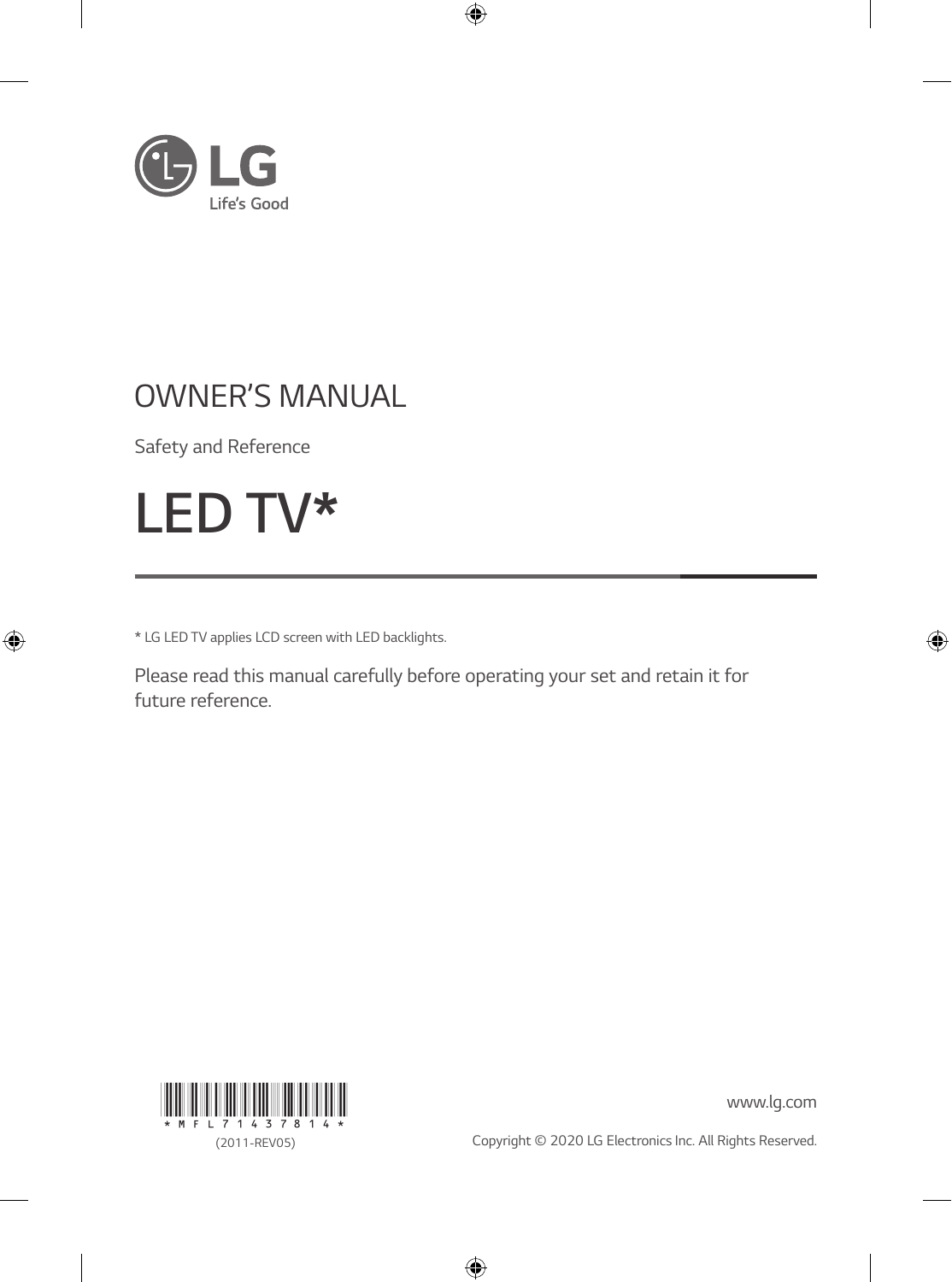LG

Life's Good

# OWNER'S MANUAL

Safety and Reference

# LED TV*

* LG LED TV applies LCD screen with LED backlights.

Please read this manual carefully before operating your set and retain it for future reference.

*MFL71437814*

(2011-REV05)

www.lg.com

Copyright © 2020 LG Electronics Inc. All Rights Reserved.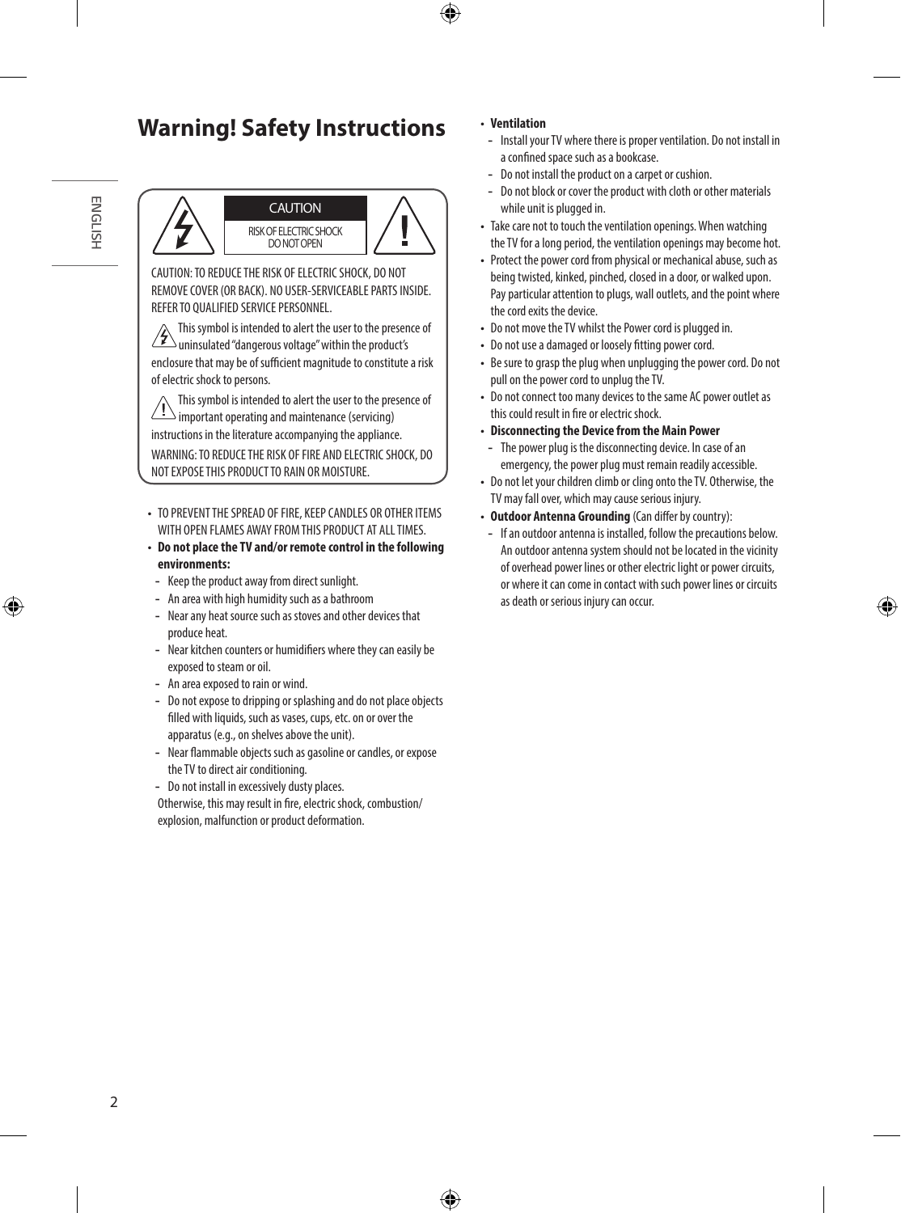# Warning! Safety Instructions

CAUTION

RISK OF ELECTRIC SHOCK DO NOT OPEN

CAUTION: TO REDUCE THE RISK OF ELECTRIC SHOCK, DO NOT REMOVE COVER (OR BACK). NO USER-SERVICEABLE PARTS INSIDE. REFER TO QUALIFIED SERVICE PERSONNEL.

This symbol is intended to alert the user to the presence of uninsulated "dangerous voltage" within the product's enclosure that may be of sufficient magnitude to constitute a risk of electric shock to persons.

This symbol is intended to alert the user to the presence of important operating and maintenance (servicing) instructions in the literature accompanying the appliance.

WARNING: TO REDUCE THE RISK OF FIRE AND ELECTRIC SHOCK, DO NOT EXPOSE THIS PRODUCT TO RAIN OR MOISTURE.

- TO PREVENT THE SPREAD OF FIRE, KEEP CANDLES OR OTHER ITEMS WITH OPEN FLAMES AWAY FROM THIS PRODUCT AT ALL TIMES.
- **Do not place the TV and/or remote control in the following environments:**
  - Keep the product away from direct sunlight.
  - An area with high humidity such as a bathroom
  - Near any heat source such as stoves and other devices that produce heat.
  - Near kitchen counters or humidifiers where they can easily be exposed to steam or oil.
  - An area exposed to rain or wind.
  - Do not expose to dripping or splashing and do not place objects filled with liquids, such as vases, cups, etc. on or over the apparatus (e.g., on shelves above the unit).
  - Near flammable objects such as gasoline or candles, or expose the TV to direct air conditioning.
  - Do not install in excessively dusty places.

  Otherwise, this may result in fire, electric shock, combustion/explosion, malfunction or product deformation.
- **Ventilation**
  - Install your TV where there is proper ventilation. Do not install in a confined space such as a bookcase.
  - Do not install the product on a carpet or cushion.
  - Do not block or cover the product with cloth or other materials while unit is plugged in.
- Take care not to touch the ventilation openings. When watching the TV for a long period, the ventilation openings may become hot.
- Protect the power cord from physical or mechanical abuse, such as being twisted, kinked, pinched, closed in a door, or walked upon. Pay particular attention to plugs, wall outlets, and the point where the cord exits the device.
- Do not move the TV whilst the Power cord is plugged in.
- Do not use a damaged or loosely fitting power cord.
- Be sure to grasp the plug when unplugging the power cord. Do not pull on the power cord to unplug the TV.
- Do not connect too many devices to the same AC power outlet as this could result in fire or electric shock.
- **Disconnecting the Device from the Main Power**
  - The power plug is the disconnecting device. In case of an emergency, the power plug must remain readily accessible.
- Do not let your children climb or cling onto the TV. Otherwise, the TV may fall over, which may cause serious injury.
- **Outdoor Antenna Grounding** (Can differ by country):
  - If an outdoor antenna is installed, follow the precautions below. An outdoor antenna system should not be located in the vicinity of overhead power lines or other electric light or power circuits, or where it can come in contact with such power lines or circuits as death or serious injury can occur.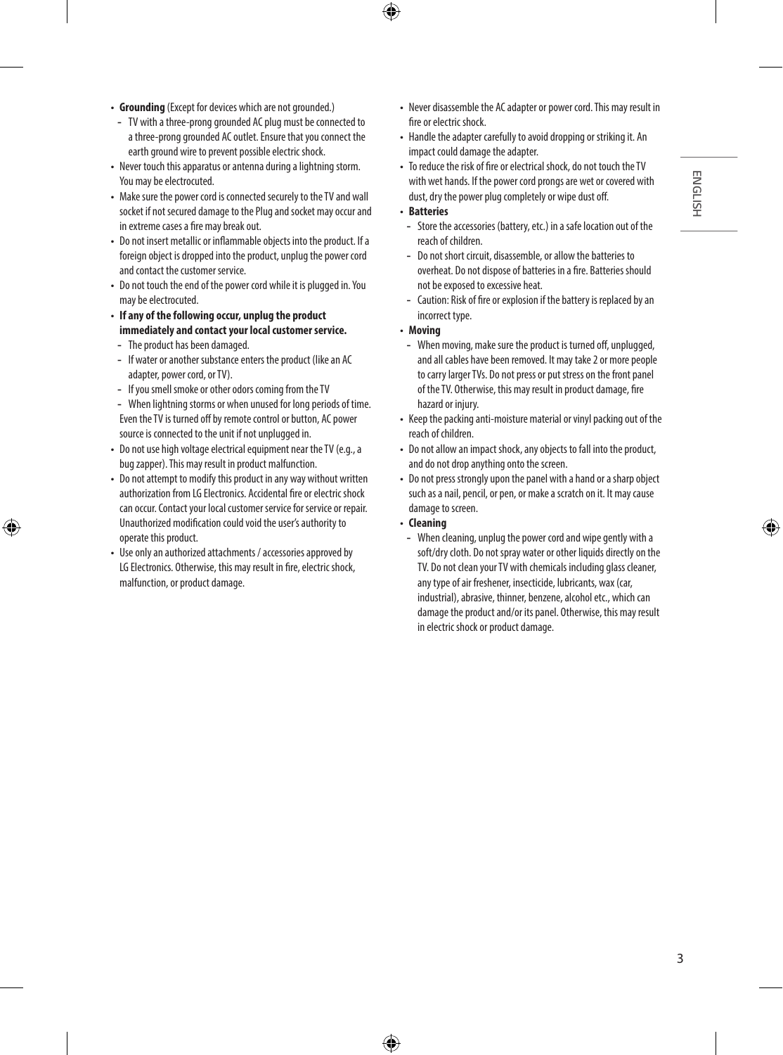- **Grounding** (Except for devices which are not grounded.)
  - TV with a three-prong grounded AC plug must be connected to a three-prong grounded AC outlet. Ensure that you connect the earth ground wire to prevent possible electric shock.
- Never touch this apparatus or antenna during a lightning storm. You may be electrocuted.
- Make sure the power cord is connected securely to the TV and wall socket if not secured damage to the Plug and socket may occur and in extreme cases a fire may break out.
- Do not insert metallic or inflammable objects into the product. If a foreign object is dropped into the product, unplug the power cord and contact the customer service.
- Do not touch the end of the power cord while it is plugged in. You may be electrocuted.
- **If any of the following occur, unplug the product immediately and contact your local customer service.**
  - The product has been damaged.
  - If water or another substance enters the product (like an AC adapter, power cord, or TV).
  - If you smell smoke or other odors coming from the TV
  - When lightning storms or when unused for long periods of time. Even the TV is turned off by remote control or button, AC power source is connected to the unit if not unplugged in.
- Do not use high voltage electrical equipment near the TV (e.g., a bug zapper). This may result in product malfunction.
- Do not attempt to modify this product in any way without written authorization from LG Electronics. Accidental fire or electric shock can occur. Contact your local customer service for service or repair. Unauthorized modification could void the user's authority to operate this product.
- Use only an authorized attachments / accessories approved by LG Electronics. Otherwise, this may result in fire, electric shock, malfunction, or product damage.
- Never disassemble the AC adapter or power cord. This may result in fire or electric shock.
- Handle the adapter carefully to avoid dropping or striking it. An impact could damage the adapter.
- To reduce the risk of fire or electrical shock, do not touch the TV with wet hands. If the power cord prongs are wet or covered with dust, dry the power plug completely or wipe dust off.
- **Batteries**
  - Store the accessories (battery, etc.) in a safe location out of the reach of children.
  - Do not short circuit, disassemble, or allow the batteries to overheat. Do not dispose of batteries in a fire. Batteries should not be exposed to excessive heat.
  - Caution: Risk of fire or explosion if the battery is replaced by an incorrect type.
- **Moving**
  - When moving, make sure the product is turned off, unplugged, and all cables have been removed. It may take 2 or more people to carry larger TVs. Do not press or put stress on the front panel of the TV. Otherwise, this may result in product damage, fire hazard or injury.
- Keep the packing anti-moisture material or vinyl packing out of the reach of children.
- Do not allow an impact shock, any objects to fall into the product, and do not drop anything onto the screen.
- Do not press strongly upon the panel with a hand or a sharp object such as a nail, pencil, or pen, or make a scratch on it. It may cause damage to screen.
- **Cleaning**
  - When cleaning, unplug the power cord and wipe gently with a soft/dry cloth. Do not spray water or other liquids directly on the TV. Do not clean your TV with chemicals including glass cleaner, any type of air freshener, insecticide, lubricants, wax (car, industrial), abrasive, thinner, benzene, alcohol etc., which can damage the product and/or its panel. Otherwise, this may result in electric shock or product damage.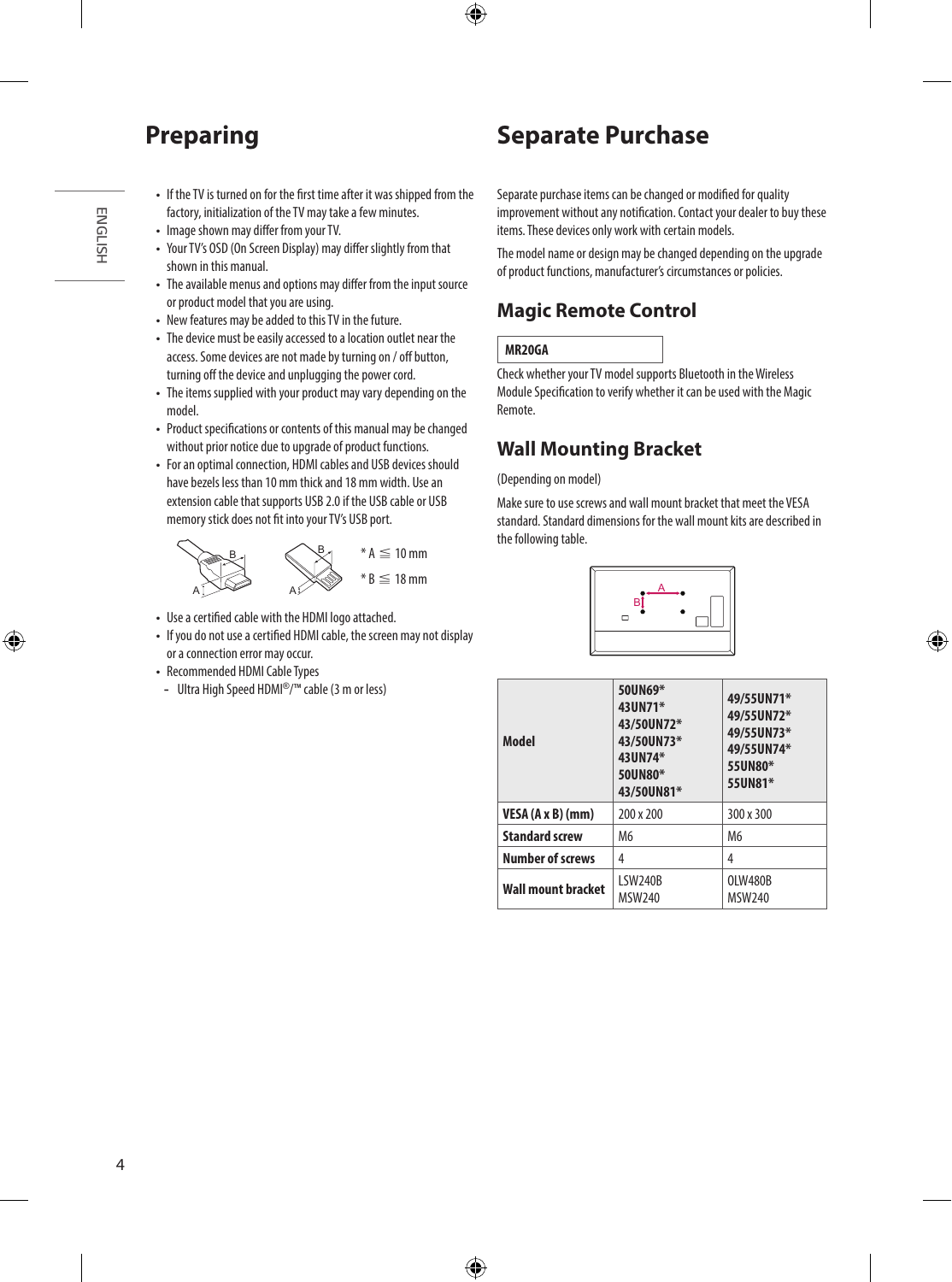# Preparing

- If the TV is turned on for the first time after it was shipped from the factory, initialization of the TV may take a few minutes.
- Image shown may differ from your TV.
- Your TV's OSD (On Screen Display) may differ slightly from that shown in this manual.
- The available menus and options may differ from the input source or product model that you are using.
- New features may be added to this TV in the future.
- The device must be easily accessed to a location outlet near the access. Some devices are not made by turning on / off button, turning off the device and unplugging the power cord.
- The items supplied with your product may vary depending on the model.
- Product specifications or contents of this manual may be changed without prior notice due to upgrade of product functions.
- For an optimal connection, HDMI cables and USB devices should have bezels less than 10 mm thick and 18 mm width. Use an extension cable that supports USB 2.0 if the USB cable or USB memory stick does not fit into your TV's USB port.

B

A

B

A

* A ≦ 10 mm

* B ≦ 18 mm

- Use a certified cable with the HDMI logo attached.
- If you do not use a certified HDMI cable, the screen may not display or a connection error may occur.
- Recommended HDMI Cable Types
  - Ultra High Speed HDMI®/™ cable (3 m or less)

# Separate Purchase

Separate purchase items can be changed or modified for quality improvement without any notification. Contact your dealer to buy these items. These devices only work with certain models.

The model name or design may be changed depending on the upgrade of product functions, manufacturer's circumstances or policies.

## Magic Remote Control

**MR20GA**

Check whether your TV model supports Bluetooth in the Wireless Module Specification to verify whether it can be used with the Magic Remote.

## Wall Mounting Bracket

(Depending on model)

Make sure to use screws and wall mount bracket that meet the VESA standard. Standard dimensions for the wall mount kits are described in the following table.

A

B

| Model | 50UN69*<br>43UN71*<br>43/50UN72*<br>43/50UN73*<br>43UN74*<br>50UN80*<br>43/50UN81* | 49/55UN71*<br>49/55UN72*<br>49/55UN73*<br>49/55UN74*<br>55UN80*<br>55UN81* |
|---|---|---|
| **VESA (A x B) (mm)** | 200 x 200 | 300 x 300 |
| **Standard screw** | M6 | M6 |
| **Number of screws** | 4 | 4 |
| **Wall mount bracket** | LSW240B<br>MSW240 | OLW480B<br>MSW240 |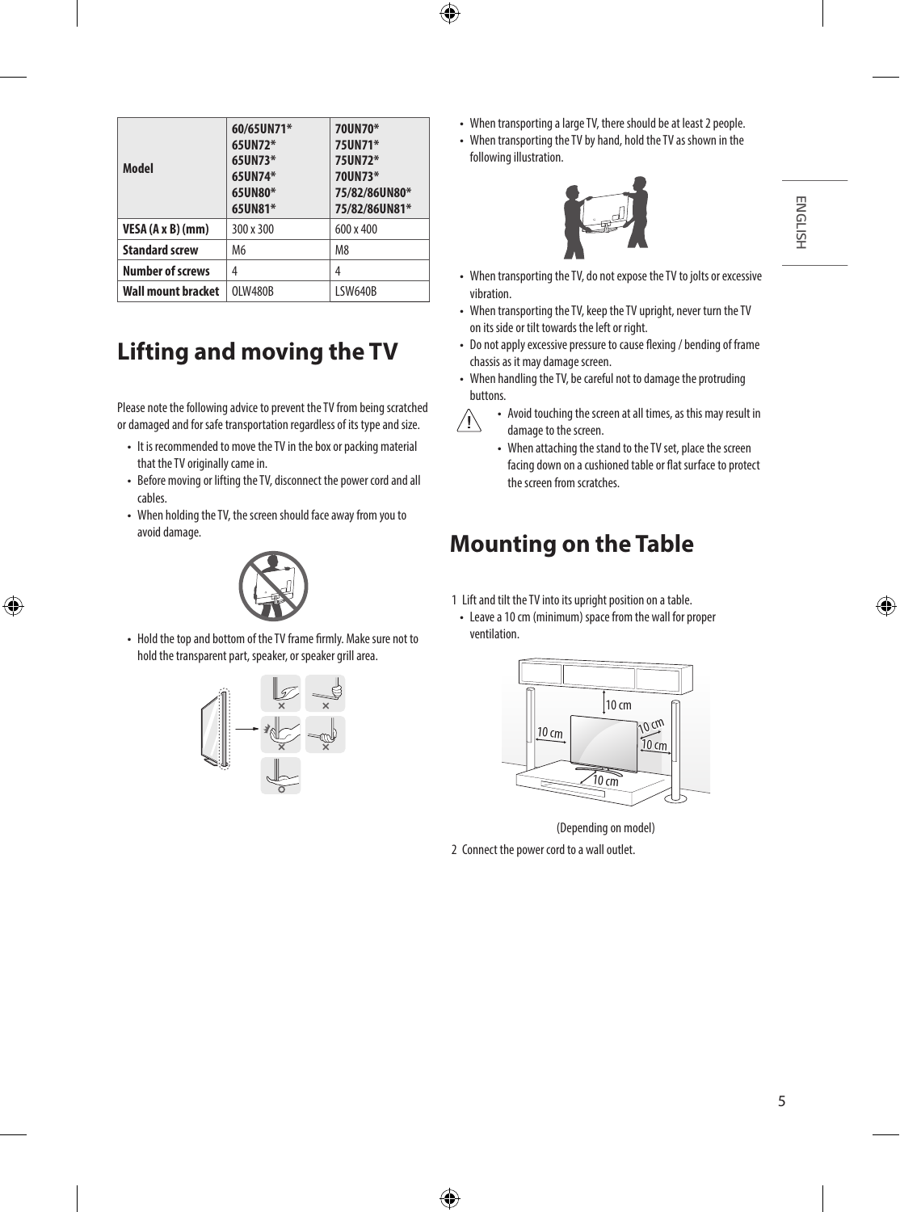| Model | 60/65UN71*<br>65UN72*<br>65UN73*<br>65UN74*<br>65UN80*<br>65UN81* | 70UN70*<br>75UN71*<br>75UN72*<br>70UN73*<br>75/82/86UN80*<br>75/82/86UN81* |
|---|---|---|
| **VESA (A x B) (mm)** | 300 x 300 | 600 x 400 |
| **Standard screw** | M6 | M8 |
| **Number of screws** | 4 | 4 |
| **Wall mount bracket** | OLW480B | LSW640B |

# Lifting and moving the TV

Please note the following advice to prevent the TV from being scratched or damaged and for safe transportation regardless of its type and size.

- It is recommended to move the TV in the box or packing material that the TV originally came in.
- Before moving or lifting the TV, disconnect the power cord and all cables.
- When holding the TV, the screen should face away from you to avoid damage.
- Hold the top and bottom of the TV frame firmly. Make sure not to hold the transparent part, speaker, or speaker grill area.
- When transporting a large TV, there should be at least 2 people.
- When transporting the TV by hand, hold the TV as shown in the following illustration.
- When transporting the TV, do not expose the TV to jolts or excessive vibration.
- When transporting the TV, keep the TV upright, never turn the TV on its side or tilt towards the left or right.
- Do not apply excessive pressure to cause flexing / bending of frame chassis as it may damage screen.
- When handling the TV, be careful not to damage the protruding buttons.

> - Avoid touching the screen at all times, as this may result in damage to the screen.
> - When attaching the stand to the TV set, place the screen facing down on a cushioned table or flat surface to protect the screen from scratches.

# Mounting on the Table

1 Lift and tilt the TV into its upright position on a table.

- Leave a 10 cm (minimum) space from the wall for proper ventilation.

10 cm
10 cm
10 cm
10 cm
10 cm

(Depending on model)

2 Connect the power cord to a wall outlet.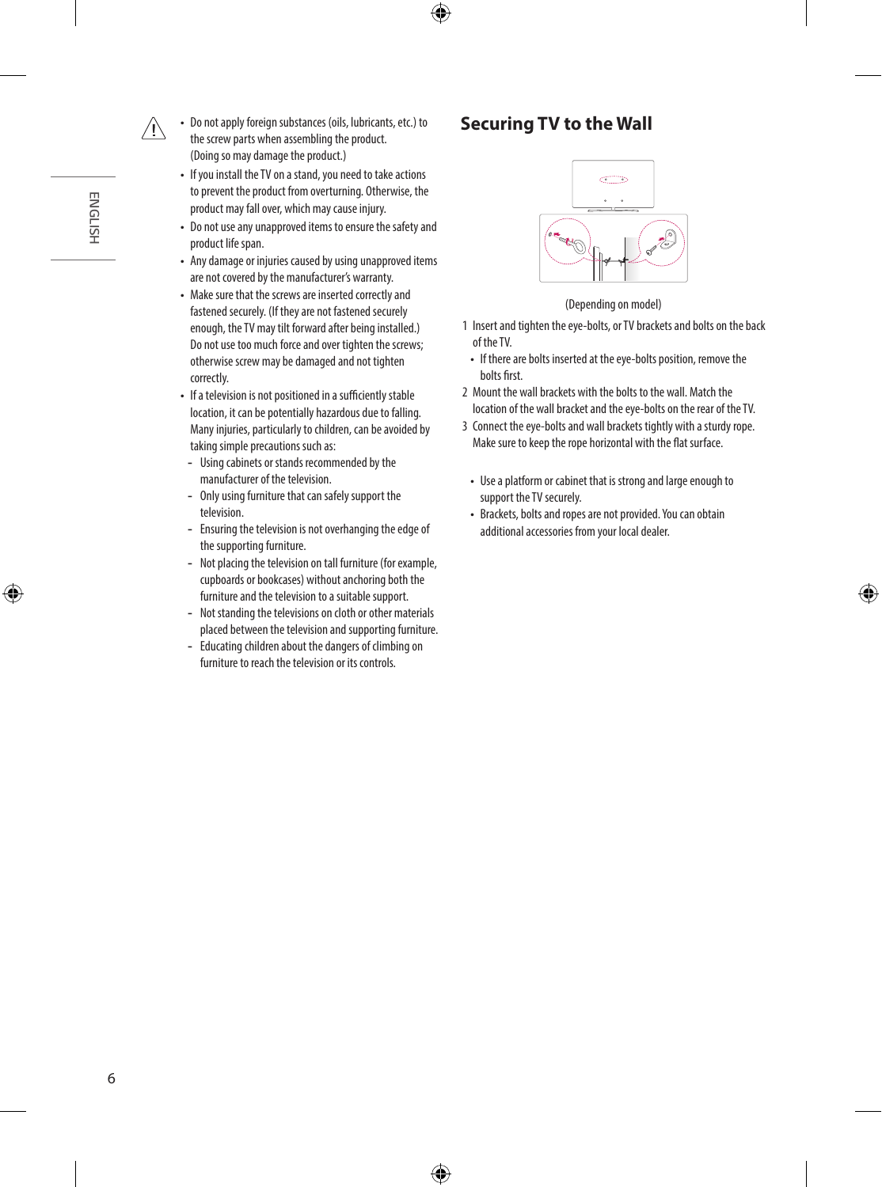- Do not apply foreign substances (oils, lubricants, etc.) to the screw parts when assembling the product. (Doing so may damage the product.)
- If you install the TV on a stand, you need to take actions to prevent the product from overturning. Otherwise, the product may fall over, which may cause injury.
- Do not use any unapproved items to ensure the safety and product life span.
- Any damage or injuries caused by using unapproved items are not covered by the manufacturer's warranty.
- Make sure that the screws are inserted correctly and fastened securely. (If they are not fastened securely enough, the TV may tilt forward after being installed.) Do not use too much force and over tighten the screws; otherwise screw may be damaged and not tighten correctly.
- If a television is not positioned in a sufficiently stable location, it can be potentially hazardous due to falling. Many injuries, particularly to children, can be avoided by taking simple precautions such as:
  - Using cabinets or stands recommended by the manufacturer of the television.
  - Only using furniture that can safely support the television.
  - Ensuring the television is not overhanging the edge of the supporting furniture.
  - Not placing the television on tall furniture (for example, cupboards or bookcases) without anchoring both the furniture and the television to a suitable support.
  - Not standing the televisions on cloth or other materials placed between the television and supporting furniture.
  - Educating children about the dangers of climbing on furniture to reach the television or its controls.

## Securing TV to the Wall

(Depending on model)

1. Insert and tighten the eye-bolts, or TV brackets and bolts on the back of the TV.
   - If there are bolts inserted at the eye-bolts position, remove the bolts first.
2. Mount the wall brackets with the bolts to the wall. Match the location of the wall bracket and the eye-bolts on the rear of the TV.
3. Connect the eye-bolts and wall brackets tightly with a sturdy rope. Make sure to keep the rope horizontal with the flat surface.

- Use a platform or cabinet that is strong and large enough to support the TV securely.
- Brackets, bolts and ropes are not provided. You can obtain additional accessories from your local dealer.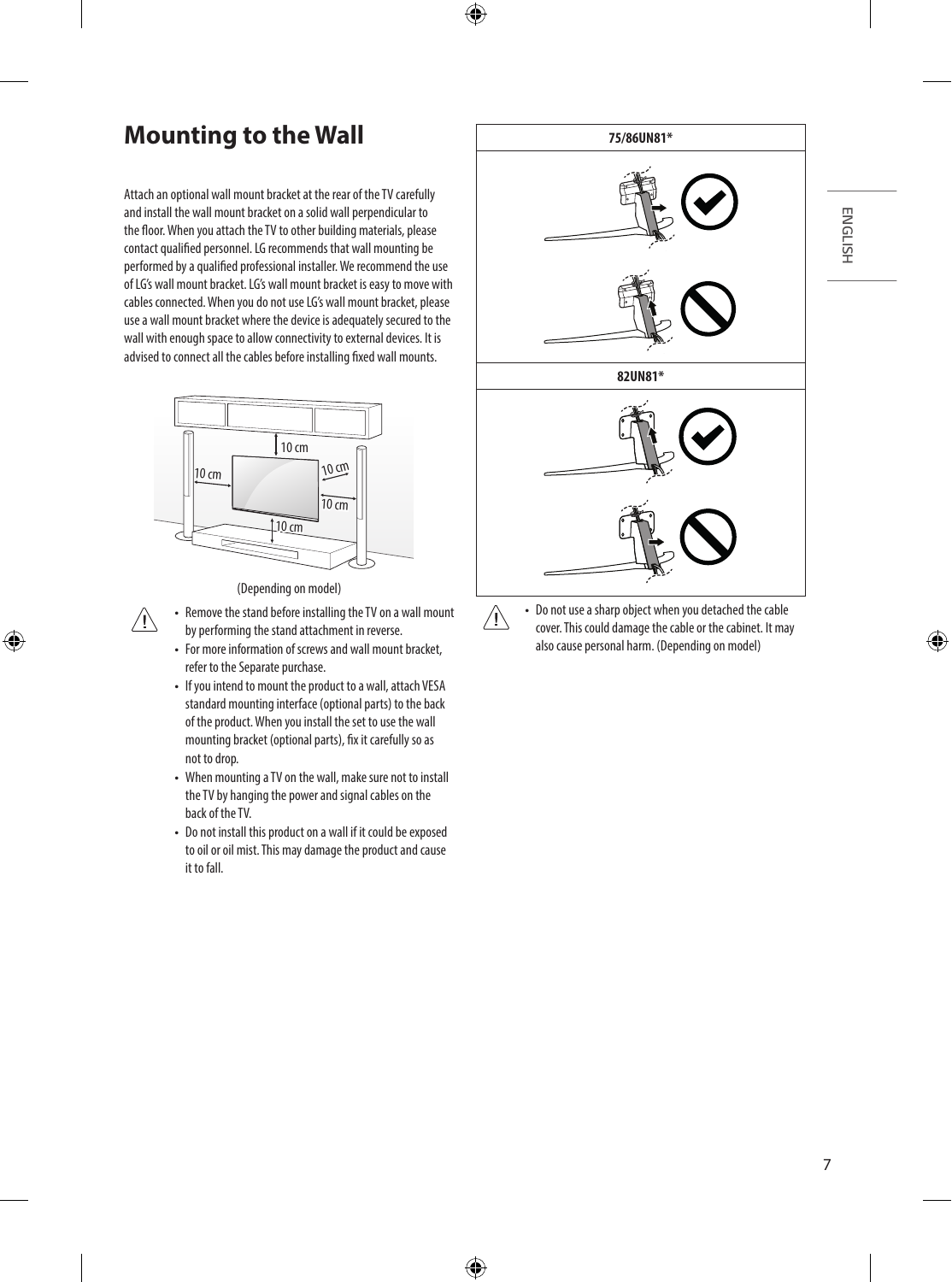# Mounting to the Wall

Attach an optional wall mount bracket at the rear of the TV carefully and install the wall mount bracket on a solid wall perpendicular to the floor. When you attach the TV to other building materials, please contact qualified personnel. LG recommends that wall mounting be performed by a qualified professional installer. We recommend the use of LG's wall mount bracket. LG's wall mount bracket is easy to move with cables connected. When you do not use LG's wall mount bracket, please use a wall mount bracket where the device is adequately secured to the wall with enough space to allow connectivity to external devices. It is advised to connect all the cables before installing fixed wall mounts.

10 cm
10 cm
10 cm
10 cm
10 cm

(Depending on model)

- Remove the stand before installing the TV on a wall mount by performing the stand attachment in reverse.
- For more information of screws and wall mount bracket, refer to the Separate purchase.
- If you intend to mount the product to a wall, attach VESA standard mounting interface (optional parts) to the back of the product. When you install the set to use the wall mounting bracket (optional parts), fix it carefully so as not to drop.
- When mounting a TV on the wall, make sure not to install the TV by hanging the power and signal cables on the back of the TV.
- Do not install this product on a wall if it could be exposed to oil or oil mist. This may damage the product and cause it to fall.

**75/86UN81***

**82UN81***

- Do not use a sharp object when you detached the cable cover. This could damage the cable or the cabinet. It may also cause personal harm. (Depending on model)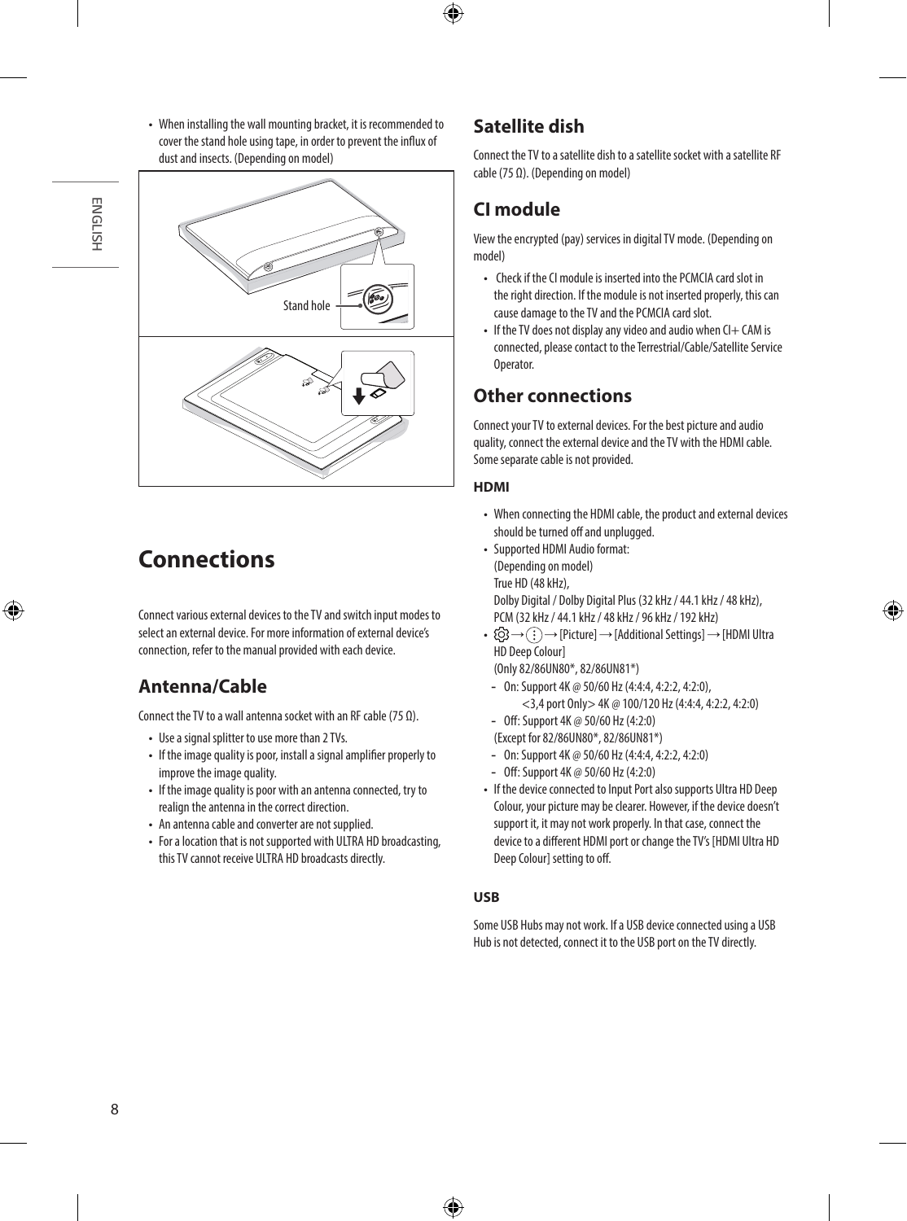- When installing the wall mounting bracket, it is recommended to cover the stand hole using tape, in order to prevent the influx of dust and insects. (Depending on model)

Stand hole

# Connections

Connect various external devices to the TV and switch input modes to select an external device. For more information of external device's connection, refer to the manual provided with each device.

## Antenna/Cable

Connect the TV to a wall antenna socket with an RF cable (75 Ω).

- Use a signal splitter to use more than 2 TVs.
- If the image quality is poor, install a signal amplifier properly to improve the image quality.
- If the image quality is poor with an antenna connected, try to realign the antenna in the correct direction.
- An antenna cable and converter are not supplied.
- For a location that is not supported with ULTRA HD broadcasting, this TV cannot receive ULTRA HD broadcasts directly.

## Satellite dish

Connect the TV to a satellite dish to a satellite socket with a satellite RF cable (75 Ω). (Depending on model)

## CI module

View the encrypted (pay) services in digital TV mode. (Depending on model)

- Check if the CI module is inserted into the PCMCIA card slot in the right direction. If the module is not inserted properly, this can cause damage to the TV and the PCMCIA card slot.
- If the TV does not display any video and audio when CI+ CAM is connected, please contact to the Terrestrial/Cable/Satellite Service Operator.

## Other connections

Connect your TV to external devices. For the best picture and audio quality, connect the external device and the TV with the HDMI cable. Some separate cable is not provided.

### HDMI

- When connecting the HDMI cable, the product and external devices should be turned off and unplugged.
- Supported HDMI Audio format:
  (Depending on model)
  True HD (48 kHz),
  Dolby Digital / Dolby Digital Plus (32 kHz / 44.1 kHz / 48 kHz),
  PCM (32 kHz / 44.1 kHz / 48 kHz / 96 kHz / 192 kHz)
- ⚙ → ⋮ → [Picture] → [Additional Settings] → [HDMI Ultra HD Deep Colour]
  (Only 82/86UN80*, 82/86UN81*)
  - On: Support 4K @ 50/60 Hz (4:4:4, 4:2:2, 4:2:0),
    <3,4 port Only> 4K @ 100/120 Hz (4:4:4, 4:2:2, 4:2:0)
  - Off: Support 4K @ 50/60 Hz (4:2:0)

  (Except for 82/86UN80*, 82/86UN81*)
  - On: Support 4K @ 50/60 Hz (4:4:4, 4:2:2, 4:2:0)
  - Off: Support 4K @ 50/60 Hz (4:2:0)
- If the device connected to Input Port also supports Ultra HD Deep Colour, your picture may be clearer. However, if the device doesn't support it, it may not work properly. In that case, connect the device to a different HDMI port or change the TV's [HDMI Ultra HD Deep Colour] setting to off.

### USB

Some USB Hubs may not work. If a USB device connected using a USB Hub is not detected, connect it to the USB port on the TV directly.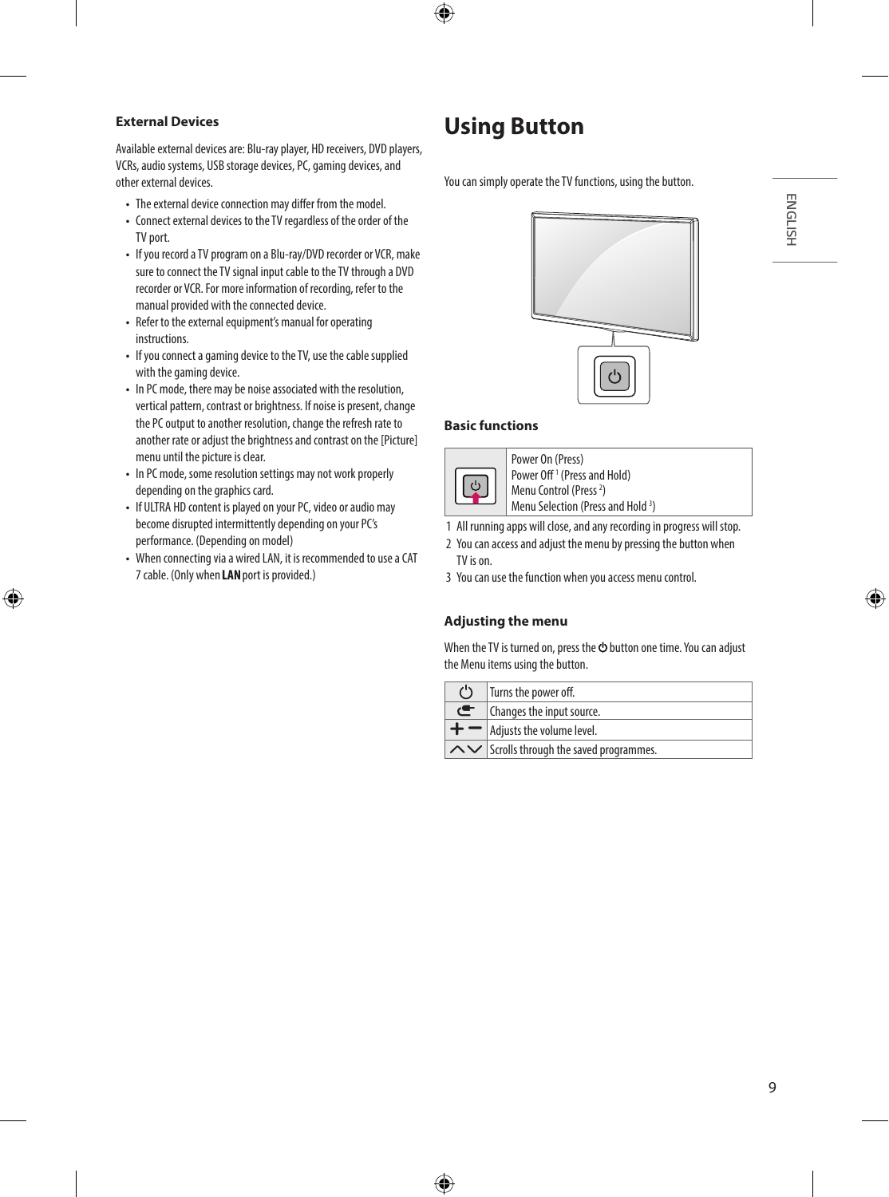### External Devices

Available external devices are: Blu-ray player, HD receivers, DVD players, VCRs, audio systems, USB storage devices, PC, gaming devices, and other external devices.

- The external device connection may differ from the model.
- Connect external devices to the TV regardless of the order of the TV port.
- If you record a TV program on a Blu-ray/DVD recorder or VCR, make sure to connect the TV signal input cable to the TV through a DVD recorder or VCR. For more information of recording, refer to the manual provided with the connected device.
- Refer to the external equipment's manual for operating instructions.
- If you connect a gaming device to the TV, use the cable supplied with the gaming device.
- In PC mode, there may be noise associated with the resolution, vertical pattern, contrast or brightness. If noise is present, change the PC output to another resolution, change the refresh rate to another rate or adjust the brightness and contrast on the [Picture] menu until the picture is clear.
- In PC mode, some resolution settings may not work properly depending on the graphics card.
- If ULTRA HD content is played on your PC, video or audio may become disrupted intermittently depending on your PC's performance. (Depending on model)
- When connecting via a wired LAN, it is recommended to use a CAT 7 cable. (Only when **LAN** port is provided.)

# Using Button

You can simply operate the TV functions, using the button.

### Basic functions

| | |
|---|---|
| ⏻ | Power On (Press)<br>Power Off [1] (Press and Hold)<br>Menu Control (Press [2])<br>Menu Selection (Press and Hold [3]) |

1 All running apps will close, and any recording in progress will stop.
2 You can access and adjust the menu by pressing the button when TV is on.
3 You can use the function when you access menu control.

### Adjusting the menu

When the TV is turned on, press the ⏻ button one time. You can adjust the Menu items using the button.

| | |
|---|---|
| ⏻ | Turns the power off. |
| ⮐ | Changes the input source. |
| + − | Adjusts the volume level. |
| ∧ ∨ | Scrolls through the saved programmes. |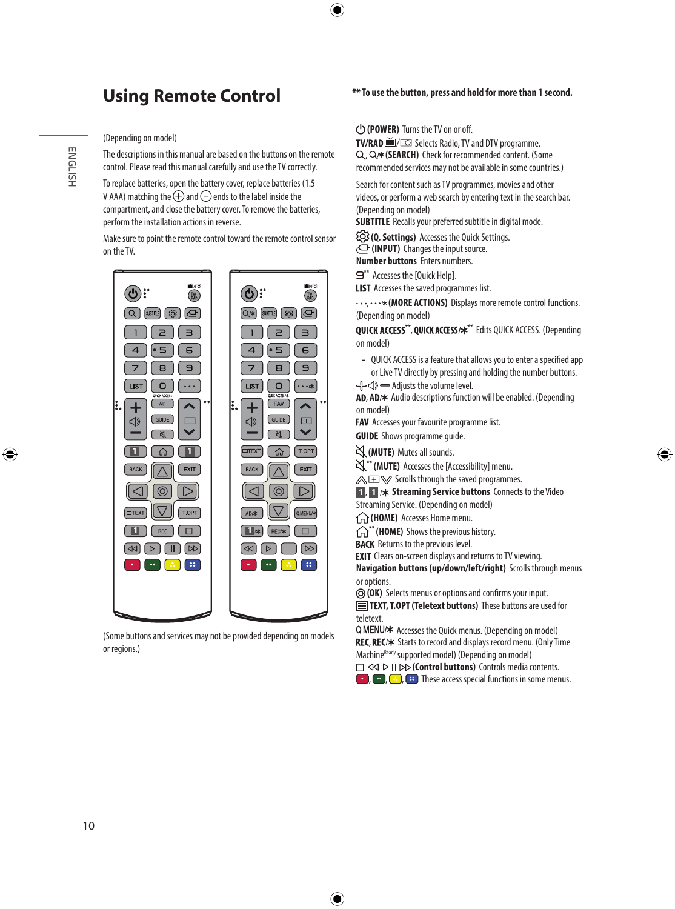# Using Remote Control

(Depending on model)

The descriptions in this manual are based on the buttons on the remote control. Please read this manual carefully and use the TV correctly.

To replace batteries, open the battery cover, replace batteries (1.5 V AAA) matching the ⊕ and ⊖ ends to the label inside the compartment, and close the battery cover. To remove the batteries, perform the installation actions in reverse.

Make sure to point the remote control toward the remote control sensor on the TV.

(Some buttons and services may not be provided depending on models or regions.)

**\*\* To use the button, press and hold for more than 1 second.**

**(POWER)** Turns the TV on or off.

**TV/RAD** Selects Radio, TV and DTV programme.

**(SEARCH)** Check for recommended content. (Some recommended services may not be available in some countries.)

Search for content such as TV programmes, movies and other videos, or perform a web search by entering text in the search bar. (Depending on model)

**SUBTITLE** Recalls your preferred subtitle in digital mode.

**(Q. Settings)** Accesses the Quick Settings.

**(INPUT)** Changes the input source.

**Number buttons** Enters numbers.

**9\*\*** Accesses the [Quick Help].

**LIST** Accesses the saved programmes list.

**(MORE ACTIONS)** Displays more remote control functions. (Depending on model)

**QUICK ACCESS\*\*, QUICK ACCESS/\*\*** Edits QUICK ACCESS. (Depending on model)

- QUICK ACCESS is a feature that allows you to enter a specified app or Live TV directly by pressing and holding the number buttons.

Adjusts the volume level.

**AD, AD/** Audio descriptions function will be enabled. (Depending on model)

**FAV** Accesses your favourite programme list.

**GUIDE** Shows programme guide.

**(MUTE)** Mutes all sounds.

**\*\* (MUTE)** Accesses the [Accessibility] menu.

Scrolls through the saved programmes.

**Streaming Service buttons** Connects to the Video Streaming Service. (Depending on model)

**(HOME)** Accesses Home menu.

**\*\* (HOME)** Shows the previous history.

**BACK** Returns to the previous level.

**EXIT** Clears on-screen displays and returns to TV viewing.

**Navigation buttons (up/down/left/right)** Scrolls through menus or options.

**(OK)** Selects menus or options and confirms your input.

**TEXT, T.OPT (Teletext buttons)** These buttons are used for teletext.

**Q.MENU/** Accesses the Quick menus. (Depending on model)

**REC, REC/** Starts to record and displays record menu. (Only Time Machine[Ready] supported model) (Depending on model)

**(Control buttons)** Controls media contents.

These access special functions in some menus.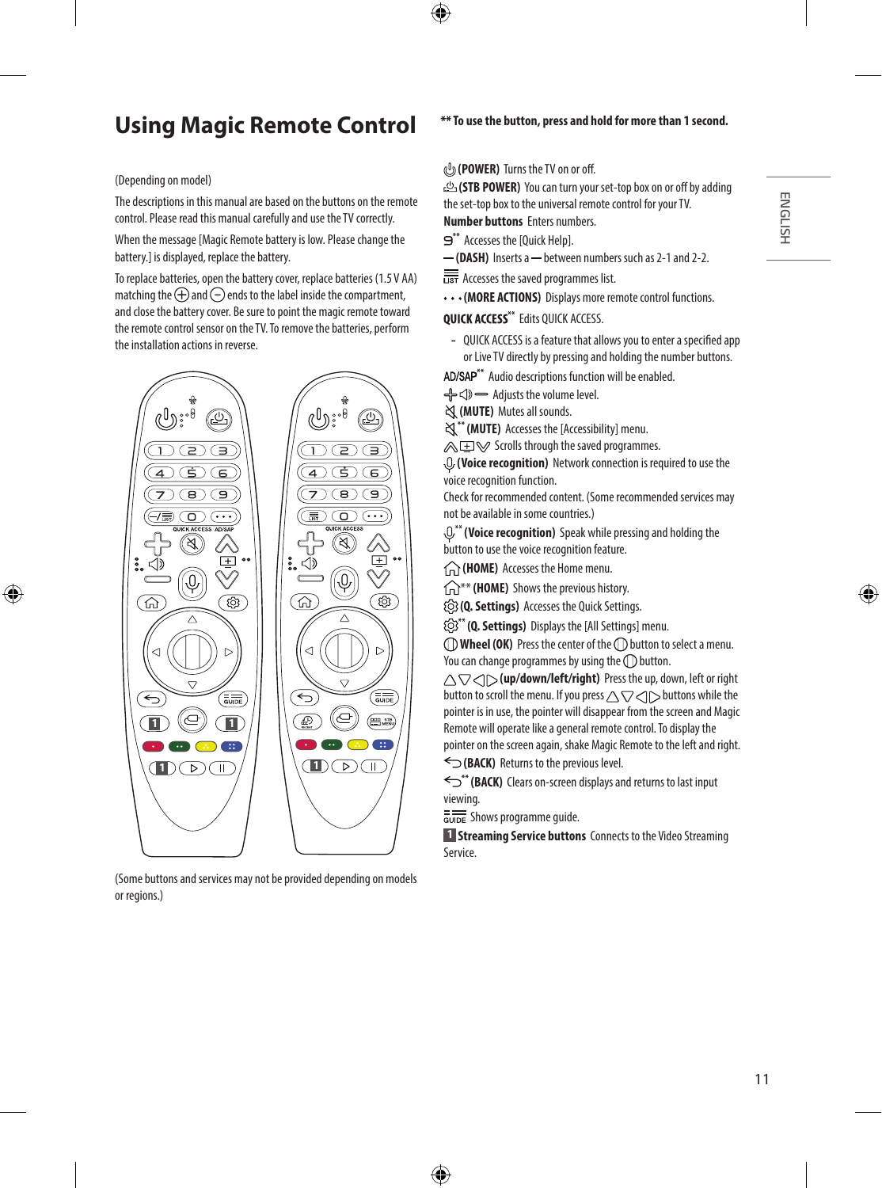# Using Magic Remote Control

(Depending on model)

The descriptions in this manual are based on the buttons on the remote control. Please read this manual carefully and use the TV correctly.

When the message [Magic Remote battery is low. Please change the battery.] is displayed, replace the battery.

To replace batteries, open the battery cover, replace batteries (1.5 V AA) matching the ⊕ and ⊖ ends to the label inside the compartment, and close the battery cover. Be sure to point the magic remote toward the remote control sensor on the TV. To remove the batteries, perform the installation actions in reverse.

(Some buttons and services may not be provided depending on models or regions.)

**\*\* To use the button, press and hold for more than 1 second.**

**(POWER)** Turns the TV on or off.

**(STB POWER)** You can turn your set-top box on or off by adding the set-top box to the universal remote control for your TV.

**Number buttons** Enters numbers.

9** Accesses the [Quick Help].

**— (DASH)** Inserts a — between numbers such as 2-1 and 2-2.

LIST Accesses the saved programmes list.

**• • • (MORE ACTIONS)** Displays more remote control functions.

**QUICK ACCESS**** Edits QUICK ACCESS.

- QUICK ACCESS is a feature that allows you to enter a specified app or Live TV directly by pressing and holding the number buttons.

AD/SAP** Audio descriptions function will be enabled.

Adjusts the volume level.

**(MUTE)** Mutes all sounds.

**** (MUTE)** Accesses the [Accessibility] menu.

Scrolls through the saved programmes.

**(Voice recognition)** Network connection is required to use the voice recognition function.
Check for recommended content. (Some recommended services may not be available in some countries.)

**** (Voice recognition)** Speak while pressing and holding the button to use the voice recognition feature.

**(HOME)** Accesses the Home menu.

**** (HOME)** Shows the previous history.

**(Q. Settings)** Accesses the Quick Settings.

**** (Q. Settings)** Displays the [All Settings] menu.

**Wheel (OK)** Press the center of the button to select a menu. You can change programmes by using the button.

**(up/down/left/right)** Press the up, down, left or right button to scroll the menu. If you press buttons while the pointer is in use, the pointer will disappear from the screen and Magic Remote will operate like a general remote control. To display the pointer on the screen again, shake Magic Remote to the left and right.

**(BACK)** Returns to the previous level.

**** (BACK)** Clears on-screen displays and returns to last input viewing.

GUIDE Shows programme guide.

**1 Streaming Service buttons** Connects to the Video Streaming Service.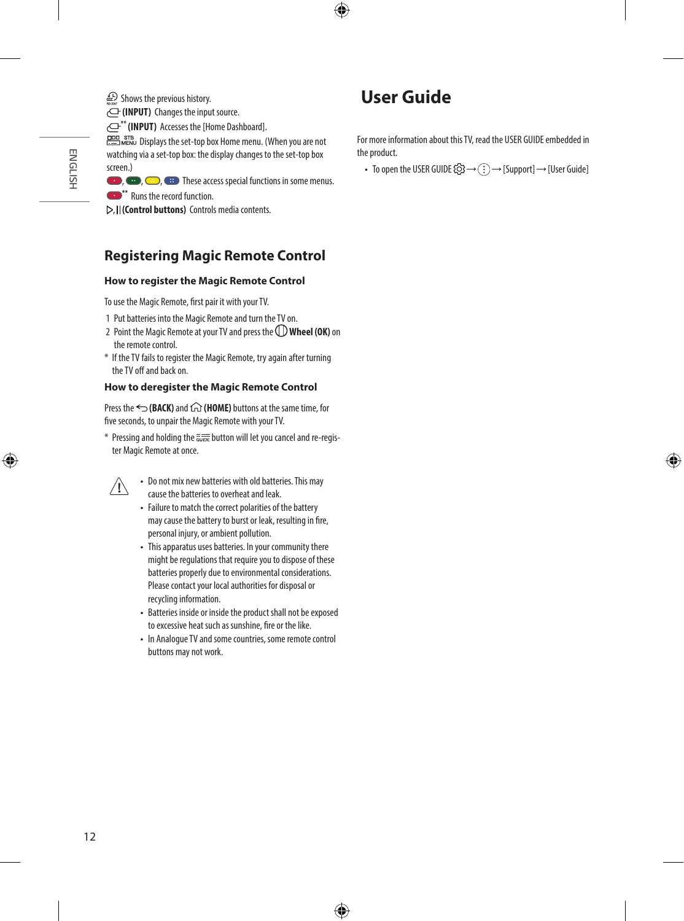Shows the previous history.

**(INPUT)** Changes the input source.

** **(INPUT)** Accesses the [Home Dashboard].

STB MENU Displays the set-top box Home menu. (When you are not watching via a set-top box: the display changes to the set-top box screen.)

, , , These access special functions in some menus.

** Runs the record function.

**(Control buttons)** Controls media contents.

## Registering Magic Remote Control

### How to register the Magic Remote Control

To use the Magic Remote, first pair it with your TV.

1. Put batteries into the Magic Remote and turn the TV on.
2. Point the Magic Remote at your TV and press the **Wheel (OK)** on the remote control.

* If the TV fails to register the Magic Remote, try again after turning the TV off and back on.

### How to deregister the Magic Remote Control

Press the **(BACK)** and **(HOME)** buttons at the same time, for five seconds, to unpair the Magic Remote with your TV.

* Pressing and holding the GUIDE button will let you cancel and re-register Magic Remote at once.

- Do not mix new batteries with old batteries. This may cause the batteries to overheat and leak.
- Failure to match the correct polarities of the battery may cause the battery to burst or leak, resulting in fire, personal injury, or ambient pollution.
- This apparatus uses batteries. In your community there might be regulations that require you to dispose of these batteries properly due to environmental considerations. Please contact your local authorities for disposal or recycling information.
- Batteries inside or inside the product shall not be exposed to excessive heat such as sunshine, fire or the like.
- In Analogue TV and some countries, some remote control buttons may not work.

# User Guide

For more information about this TV, read the USER GUIDE embedded in the product.

- To open the USER GUIDE → → [Support] → [User Guide]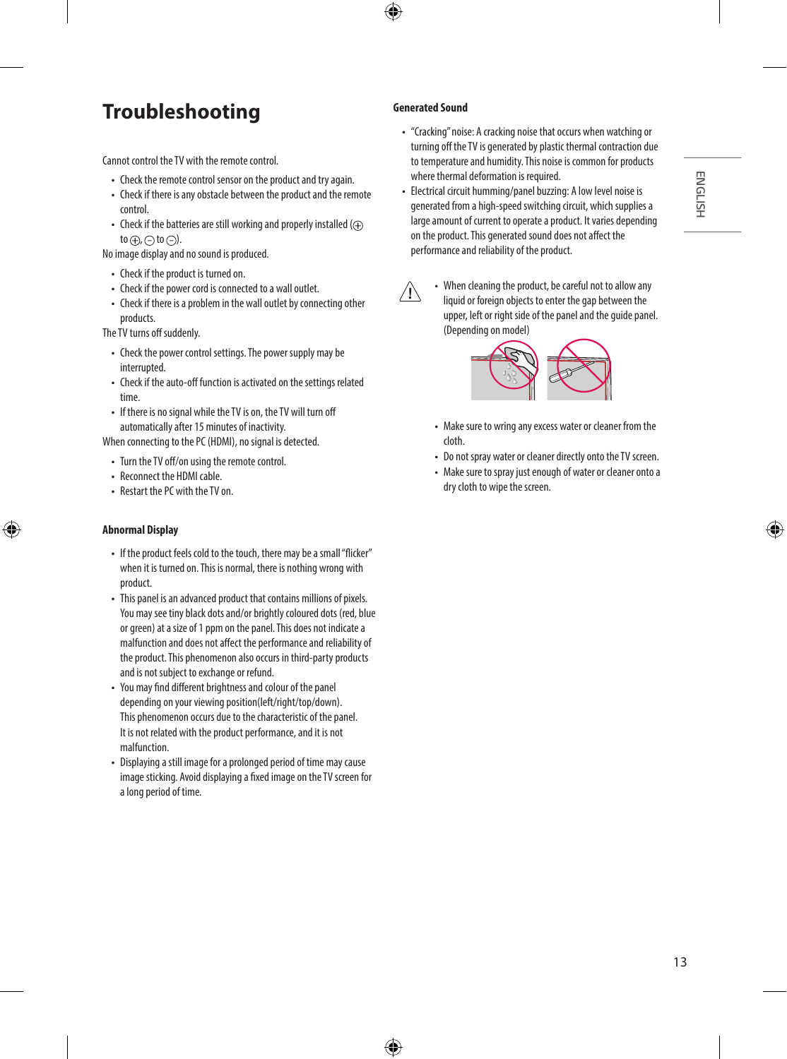# Troubleshooting

Cannot control the TV with the remote control.

- Check the remote control sensor on the product and try again.
- Check if there is any obstacle between the product and the remote control.
- Check if the batteries are still working and properly installed (⊕ to ⊕, ⊖ to ⊖).

No image display and no sound is produced.

- Check if the product is turned on.
- Check if the power cord is connected to a wall outlet.
- Check if there is a problem in the wall outlet by connecting other products.

The TV turns off suddenly.

- Check the power control settings. The power supply may be interrupted.
- Check if the auto-off function is activated on the settings related time.
- If there is no signal while the TV is on, the TV will turn off automatically after 15 minutes of inactivity.

When connecting to the PC (HDMI), no signal is detected.

- Turn the TV off/on using the remote control.
- Reconnect the HDMI cable.
- Restart the PC with the TV on.

### Abnormal Display

- If the product feels cold to the touch, there may be a small "flicker" when it is turned on. This is normal, there is nothing wrong with product.
- This panel is an advanced product that contains millions of pixels. You may see tiny black dots and/or brightly coloured dots (red, blue or green) at a size of 1 ppm on the panel. This does not indicate a malfunction and does not affect the performance and reliability of the product. This phenomenon also occurs in third-party products and is not subject to exchange or refund.
- You may find different brightness and colour of the panel depending on your viewing position(left/right/top/down). This phenomenon occurs due to the characteristic of the panel. It is not related with the product performance, and it is not malfunction.
- Displaying a still image for a prolonged period of time may cause image sticking. Avoid displaying a fixed image on the TV screen for a long period of time.

### Generated Sound

- "Cracking" noise: A cracking noise that occurs when watching or turning off the TV is generated by plastic thermal contraction due to temperature and humidity. This noise is common for products where thermal deformation is required.
- Electrical circuit humming/panel buzzing: A low level noise is generated from a high-speed switching circuit, which supplies a large amount of current to operate a product. It varies depending on the product. This generated sound does not affect the performance and reliability of the product.

⚠

- When cleaning the product, be careful not to allow any liquid or foreign objects to enter the gap between the upper, left or right side of the panel and the guide panel. (Depending on model)
- Make sure to wring any excess water or cleaner from the cloth.
- Do not spray water or cleaner directly onto the TV screen.
- Make sure to spray just enough of water or cleaner onto a dry cloth to wipe the screen.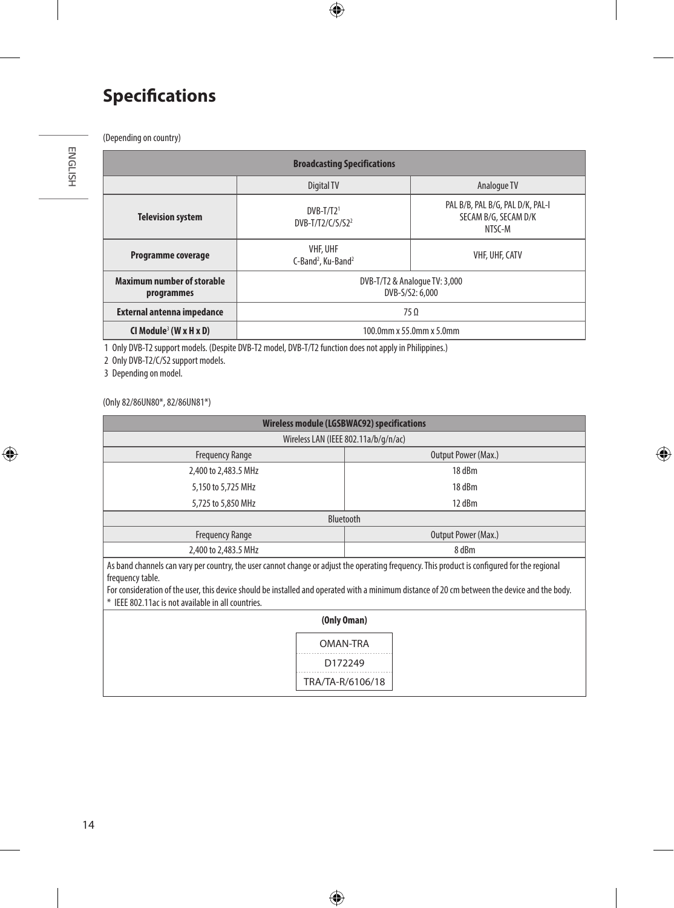# Specifications

(Depending on country)

| Broadcasting Specifications | | |
|---|---|---|
| | Digital TV | Analogue TV |
| **Television system** | DVB-T/T2[1]<br>DVB-T/T2/C/S/S2[2] | PAL B/B, PAL B/G, PAL D/K, PAL-I<br>SECAM B/G, SECAM D/K<br>NTSC-M |
| **Programme coverage** | VHF, UHF<br>C-Band[2], Ku-Band[2] | VHF, UHF, CATV |
| **Maximum number of storable programmes** | DVB-T/T2 & Analogue TV: 3,000<br>DVB-S/S2: 6,000 | |
| **External antenna impedance** | 75 Ω | |
| **CI Module[3] (W x H x D)** | 100.0mm x 55.0mm x 5.0mm | |

1 Only DVB-T2 support models. (Despite DVB-T2 model, DVB-T/T2 function does not apply in Philippines.)

2 Only DVB-T2/C/S2 support models.

3 Depending on model.

(Only 82/86UN80*, 82/86UN81*)

| Wireless module (LGSBWAC92) specifications | |
|---|---|
| Wireless LAN (IEEE 802.11a/b/g/n/ac) | |
| Frequency Range | Output Power (Max.) |
| 2,400 to 2,483.5 MHz | 18 dBm |
| 5,150 to 5,725 MHz | 18 dBm |
| 5,725 to 5,850 MHz | 12 dBm |
| Bluetooth | |
| Frequency Range | Output Power (Max.) |
| 2,400 to 2,483.5 MHz | 8 dBm |

As band channels can vary per country, the user cannot change or adjust the operating frequency. This product is configured for the regional frequency table.
For consideration of the user, this device should be installed and operated with a minimum distance of 20 cm between the device and the body.
* IEEE 802.11ac is not available in all countries.

**(Only Oman)**

OMAN-TRA
D172249
TRA/TA-R/6106/18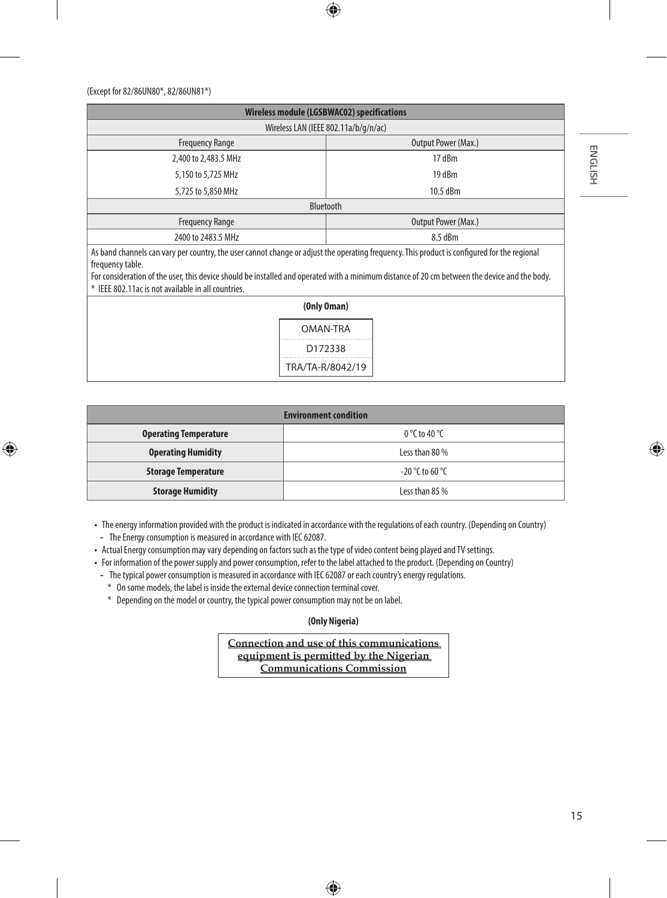(Except for 82/86UN80*, 82/86UN81*)

| Wireless module (LGSBWAC02) specifications | |
|---|---|
| Wireless LAN (IEEE 802.11a/b/g/n/ac) | |
| Frequency Range | Output Power (Max.) |
| 2,400 to 2,483.5 MHz | 17 dBm |
| 5,150 to 5,725 MHz | 19 dBm |
| 5,725 to 5,850 MHz | 10.5 dBm |
| Bluetooth | |
| Frequency Range | Output Power (Max.) |
| 2400 to 2483.5 MHz | 8.5 dBm |

As band channels can vary per country, the user cannot change or adjust the operating frequency. This product is configured for the regional frequency table.

For consideration of the user, this device should be installed and operated with a minimum distance of 20 cm between the device and the body.

* IEEE 802.11ac is not available in all countries.

**(Only Oman)**

| OMAN-TRA |
|---|
| D172338 |
| TRA/TA-R/8042/19 |

| Environment condition | |
|---|---|
| **Operating Temperature** | 0 °C to 40 °C |
| **Operating Humidity** | Less than 80 % |
| **Storage Temperature** | -20 °C to 60 °C |
| **Storage Humidity** | Less than 85 % |

- The energy information provided with the product is indicated in accordance with the regulations of each country. (Depending on Country)
  - The Energy consumption is measured in accordance with IEC 62087.
- Actual Energy consumption may vary depending on factors such as the type of video content being played and TV settings.
- For information of the power supply and power consumption, refer to the label attached to the product. (Depending on Country)
  - The typical power consumption is measured in accordance with IEC 62087 or each country's energy regulations.
    - * On some models, the label is inside the external device connection terminal cover.
    - * Depending on the model or country, the typical power consumption may not be on label.

**(Only Nigeria)**

**Connection and use of this communications equipment is permitted by the Nigerian Communications Commission**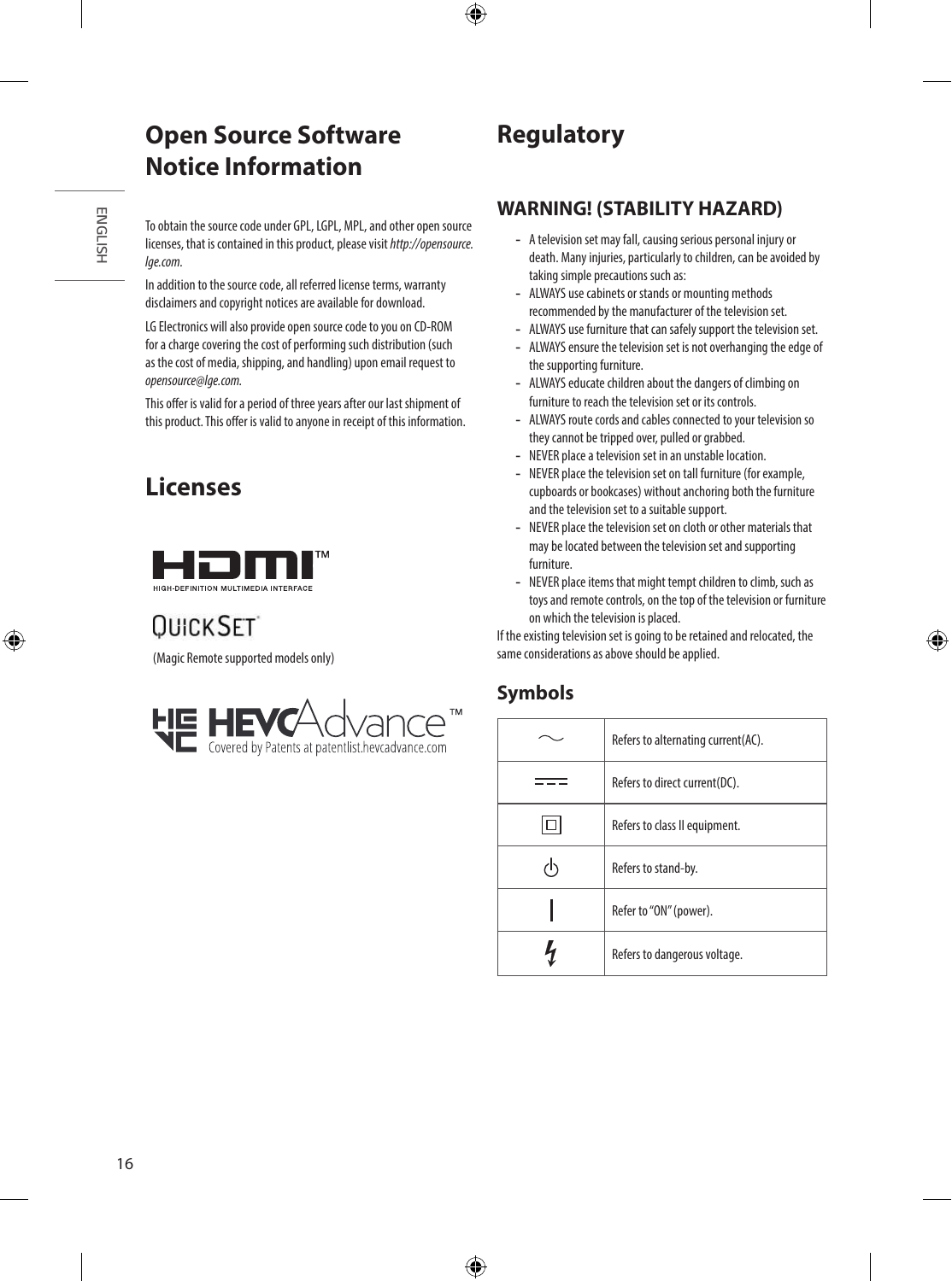# Open Source Software Notice Information

To obtain the source code under GPL, LGPL, MPL, and other open source licenses, that is contained in this product, please visit *http://opensource.lge.com*.

In addition to the source code, all referred license terms, warranty disclaimers and copyright notices are available for download.

LG Electronics will also provide open source code to you on CD-ROM for a charge covering the cost of performing such distribution (such as the cost of media, shipping, and handling) upon email request to *opensource@lge.com*.

This offer is valid for a period of three years after our last shipment of this product. This offer is valid to anyone in receipt of this information.

# Licenses

HDMI™ HIGH-DEFINITION MULTIMEDIA INTERFACE

QUICKSET®

(Magic Remote supported models only)

HEVCAdvance™ Covered by Patents at patentlist.hevcadvance.com

# Regulatory

## WARNING! (STABILITY HAZARD)

- A television set may fall, causing serious personal injury or death. Many injuries, particularly to children, can be avoided by taking simple precautions such as:
- ALWAYS use cabinets or stands or mounting methods recommended by the manufacturer of the television set.
- ALWAYS use furniture that can safely support the television set.
- ALWAYS ensure the television set is not overhanging the edge of the supporting furniture.
- ALWAYS educate children about the dangers of climbing on furniture to reach the television set or its controls.
- ALWAYS route cords and cables connected to your television so they cannot be tripped over, pulled or grabbed.
- NEVER place a television set in an unstable location.
- NEVER place the television set on tall furniture (for example, cupboards or bookcases) without anchoring both the furniture and the television set to a suitable support.
- NEVER place the television set on cloth or other materials that may be located between the television set and supporting furniture.
- NEVER place items that might tempt children to climb, such as toys and remote controls, on the top of the television or furniture on which the television is placed.

If the existing television set is going to be retained and relocated, the same considerations as above should be applied.

## Symbols

| | |
|---|---|
| ～ | Refers to alternating current(AC). |
| ⎓ | Refers to direct current(DC). |
| ⧈ | Refers to class II equipment. |
| ⏻ | Refers to stand-by. |
| \| | Refer to “ON” (power). |
| ϟ | Refers to dangerous voltage. |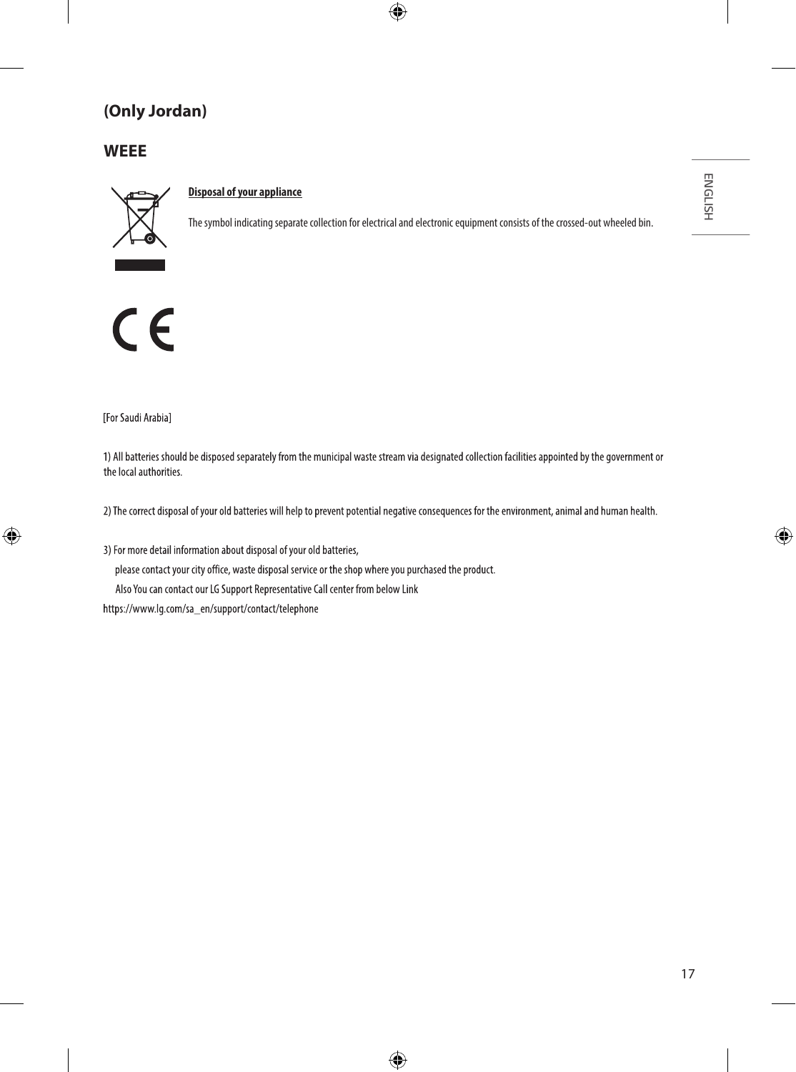## (Only Jordan)

## WEEE

**Disposal of your appliance**

The symbol indicating separate collection for electrical and electronic equipment consists of the crossed-out wheeled bin.

[For Saudi Arabia]

1) All batteries should be disposed separately from the municipal waste stream via designated collection facilities appointed by the government or the local authorities.

2) The correct disposal of your old batteries will help to prevent potential negative consequences for the environment, animal and human health.

3) For more detail information about disposal of your old batteries,
   please contact your city office, waste disposal service or the shop where you purchased the product.
   Also You can contact our LG Support Representative Call center from below Link
https://www.lg.com/sa_en/support/contact/telephone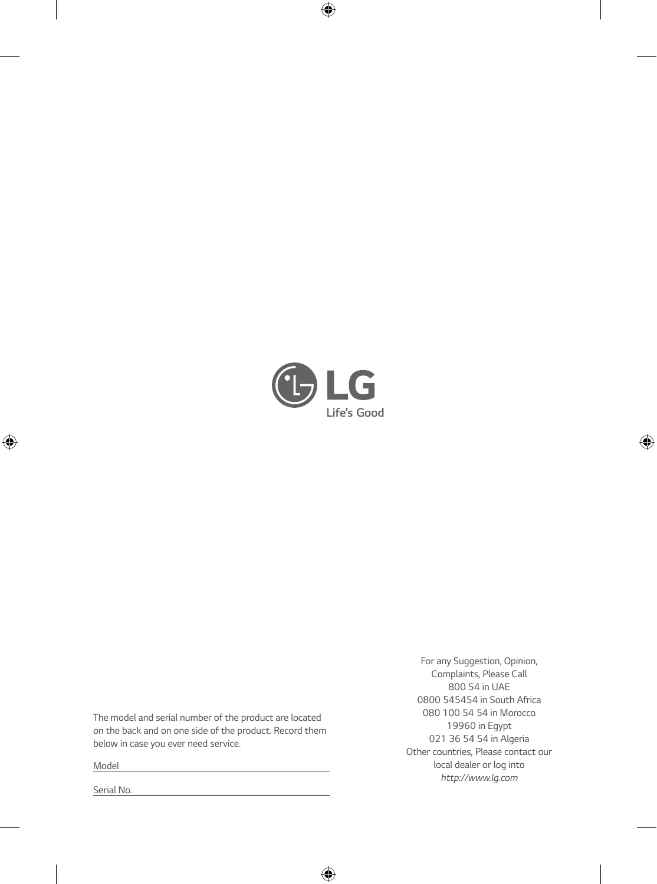LG

Life's Good

The model and serial number of the product are located on the back and on one side of the product. Record them below in case you ever need service.

Model ______________________________

Serial No. ______________________________

For any Suggestion, Opinion,
Complaints, Please Call
800 54 in UAE
0800 545454 in South Africa
080 100 54 54 in Morocco
19960 in Egypt
021 36 54 54 in Algeria
Other countries, Please contact our
local dealer or log into
*http://www.lg.com*